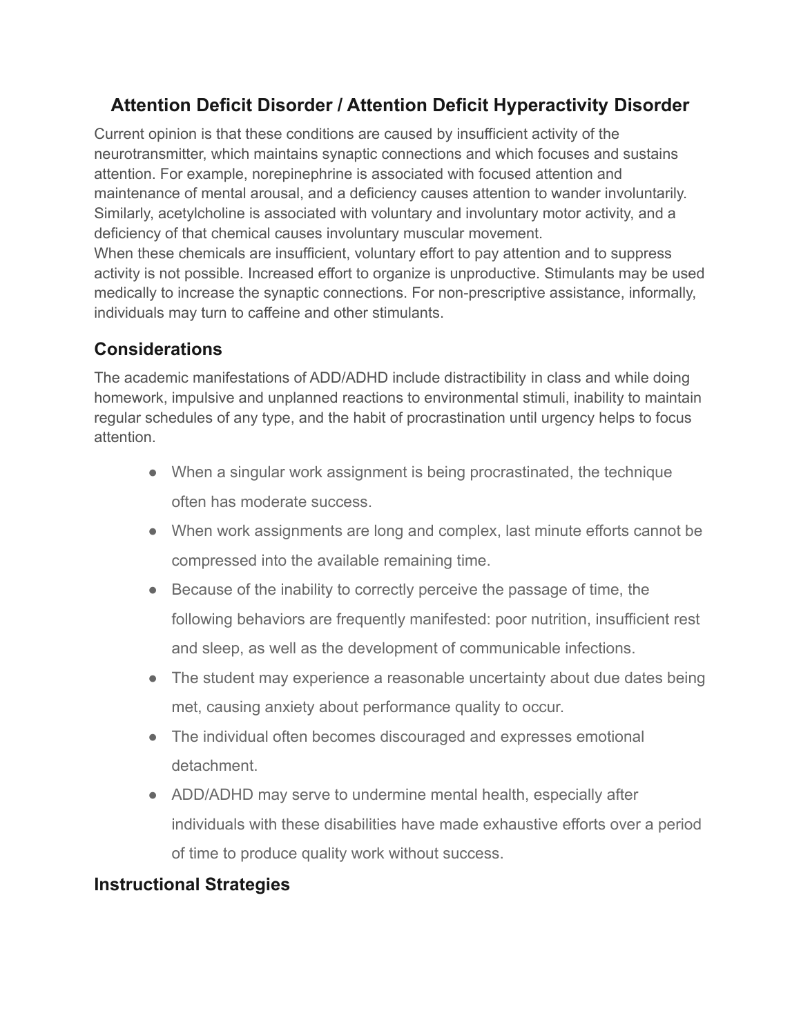# Attention Deficit Disorder / Attention Deficit Hyperactivity Disorder

Current opinion is that these conditions are caused by insufficient activity of the neurotransmitter, which maintains synaptic connections and which focuses and sustains attention. For example, norepinephrine is associated with focused attention and maintenance of mental arousal, and a deficiency causes attention to wander involuntarily. Similarly, acetylcholine is associated with voluntary and involuntary motor activity, and a deficiency of that chemical causes involuntary muscular movement.
When these chemicals are insufficient, voluntary effort to pay attention and to suppress activity is not possible. Increased effort to organize is unproductive. Stimulants may be used medically to increase the synaptic connections. For non-prescriptive assistance, informally, individuals may turn to caffeine and other stimulants.

## Considerations

The academic manifestations of ADD/ADHD include distractibility in class and while doing homework, impulsive and unplanned reactions to environmental stimuli, inability to maintain regular schedules of any type, and the habit of procrastination until urgency helps to focus attention.

- When a singular work assignment is being procrastinated, the technique often has moderate success.
- When work assignments are long and complex, last minute efforts cannot be compressed into the available remaining time.
- Because of the inability to correctly perceive the passage of time, the following behaviors are frequently manifested: poor nutrition, insufficient rest and sleep, as well as the development of communicable infections.
- The student may experience a reasonable uncertainty about due dates being met, causing anxiety about performance quality to occur.
- The individual often becomes discouraged and expresses emotional detachment.
- ADD/ADHD may serve to undermine mental health, especially after individuals with these disabilities have made exhaustive efforts over a period of time to produce quality work without success.

## Instructional Strategies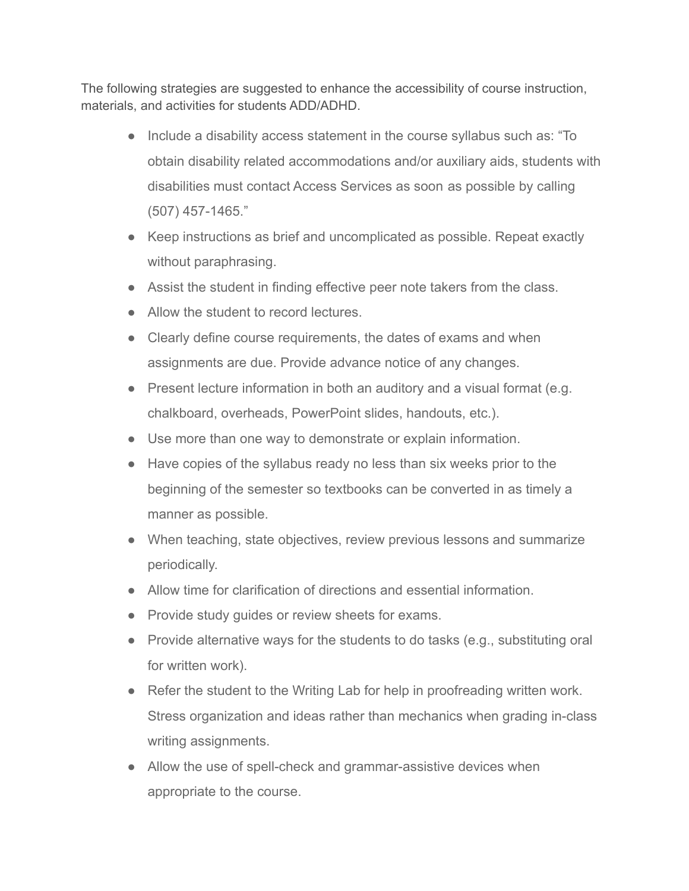The following strategies are suggested to enhance the accessibility of course instruction, materials, and activities for students ADD/ADHD.

- Include a disability access statement in the course syllabus such as: "To obtain disability related accommodations and/or auxiliary aids, students with disabilities must contact Access Services as soon as possible by calling (507) 457-1465."
- Keep instructions as brief and uncomplicated as possible. Repeat exactly without paraphrasing.
- Assist the student in finding effective peer note takers from the class.
- Allow the student to record lectures.
- Clearly define course requirements, the dates of exams and when assignments are due. Provide advance notice of any changes.
- Present lecture information in both an auditory and a visual format (e.g. chalkboard, overheads, PowerPoint slides, handouts, etc.).
- Use more than one way to demonstrate or explain information.
- Have copies of the syllabus ready no less than six weeks prior to the beginning of the semester so textbooks can be converted in as timely a manner as possible.
- When teaching, state objectives, review previous lessons and summarize periodically.
- Allow time for clarification of directions and essential information.
- Provide study guides or review sheets for exams.
- Provide alternative ways for the students to do tasks (e.g., substituting oral for written work).
- Refer the student to the Writing Lab for help in proofreading written work. Stress organization and ideas rather than mechanics when grading in-class writing assignments.
- Allow the use of spell-check and grammar-assistive devices when appropriate to the course.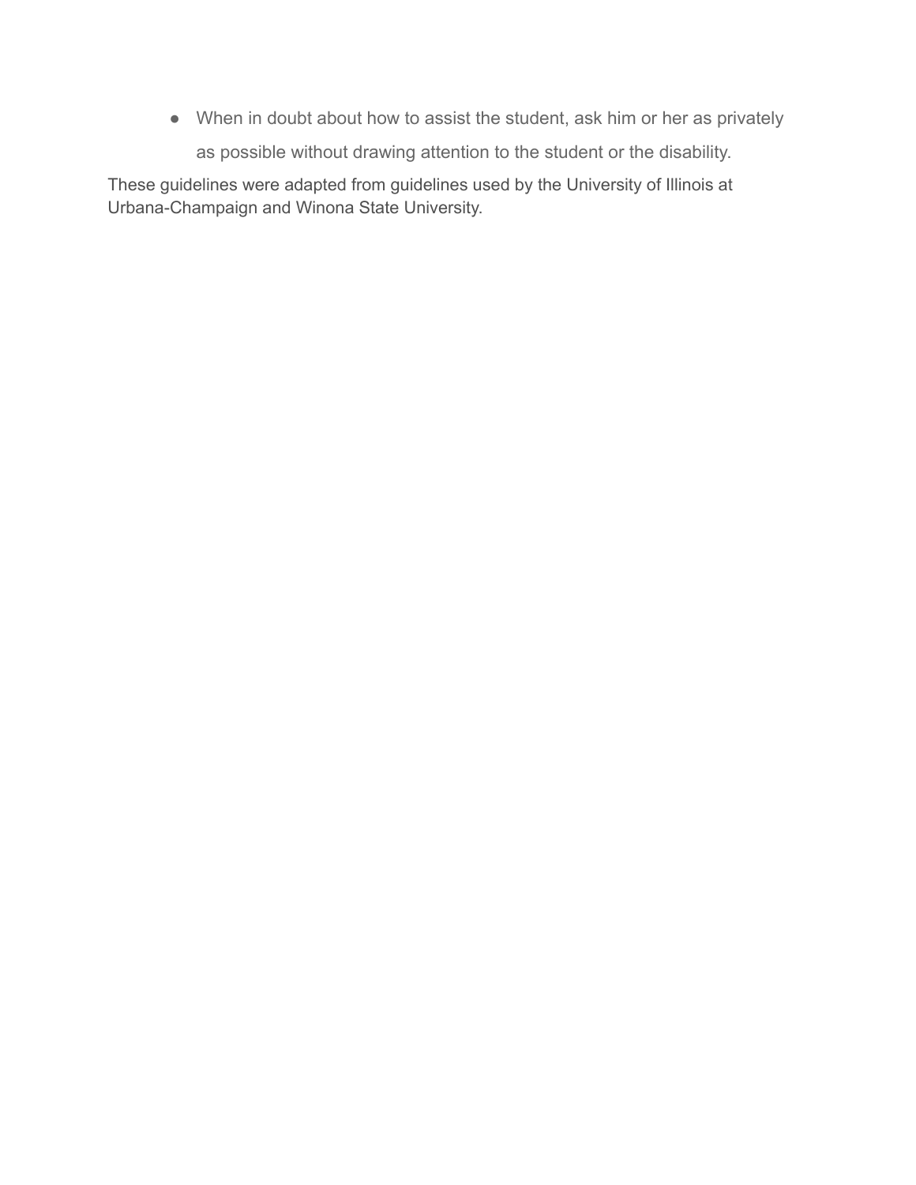- When in doubt about how to assist the student, ask him or her as privately as possible without drawing attention to the student or the disability.

These guidelines were adapted from guidelines used by the University of Illinois at Urbana-Champaign and Winona State University.